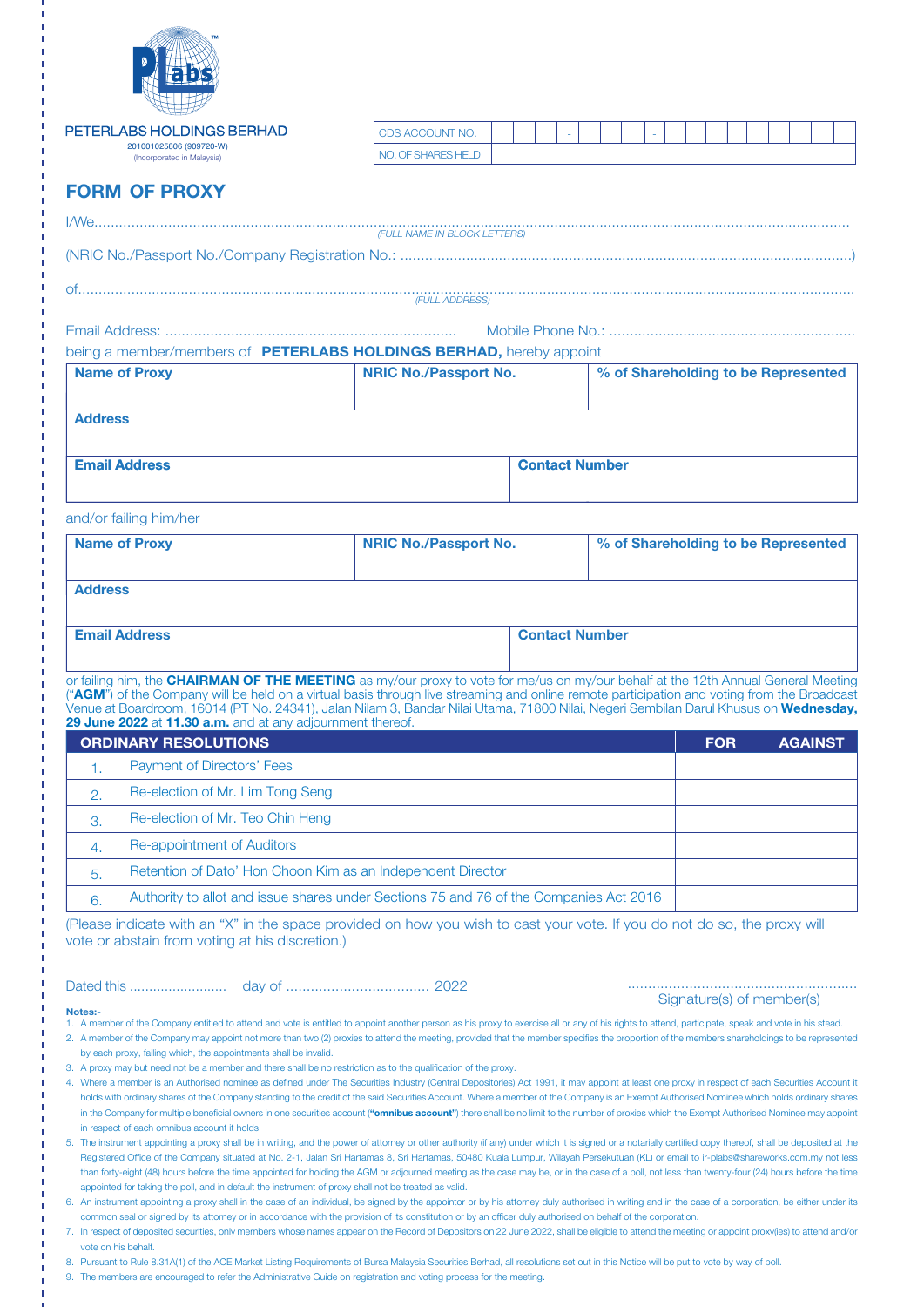PETERLABS HOLDINGS BERHAD
201001025806 (909720-W)
(Incorporated in Malaysia)

| CDS ACCOUNT NO. | |
|---|---|
| NO. OF SHARES HELD | |

# FORM OF PROXY

I/We.......................................................................................................................................................................
*(FULL NAME IN BLOCK LETTERS)*

(NRIC No./Passport No./Company Registration No.: .........................................................................................................)

of..........................................................................................................................................................................
*(FULL ADDRESS)*

Email Address: ...................................................................... Mobile Phone No.: ..........................................................

being a member/members of **PETERLABS HOLDINGS BERHAD,** hereby appoint

| **Name of Proxy** | **NRIC No./Passport No.** | **% of Shareholding to be Represented** |
|---|---|---|
| | | |
| **Address** | | |
| **Email Address** | **Contact Number** | |

and/or failing him/her

| **Name of Proxy** | **NRIC No./Passport No.** | **% of Shareholding to be Represented** |
|---|---|---|
| | | |
| **Address** | | |
| **Email Address** | **Contact Number** | |

or failing him, the **CHAIRMAN OF THE MEETING** as my/our proxy to vote for me/us on my/our behalf at the 12th Annual General Meeting ("**AGM**") of the Company will be held on a virtual basis through live streaming and online remote participation and voting from the Broadcast Venue at Boardroom, 16014 (PT No. 24341), Jalan Nilam 3, Bandar Nilai Utama, 71800 Nilai, Negeri Sembilan Darul Khusus on **Wednesday, 29 June 2022** at **11.30 a.m.** and at any adjournment thereof.

| | **ORDINARY RESOLUTIONS** | **FOR** | **AGAINST** |
|---|---|---|---|
| 1. | Payment of Directors' Fees | | |
| 2. | Re-election of Mr. Lim Tong Seng | | |
| 3. | Re-election of Mr. Teo Chin Heng | | |
| 4. | Re-appointment of Auditors | | |
| 5. | Retention of Dato' Hon Choon Kim as an Independent Director | | |
| 6. | Authority to allot and issue shares under Sections 75 and 76 of the Companies Act 2016 | | |

(Please indicate with an "X" in the space provided on how you wish to cast your vote. If you do not do so, the proxy will vote or abstain from voting at his discretion.)

Dated this ......................... day of ................................... 2022

........................................................
Signature(s) of member(s)

**Notes:-**

1. A member of the Company entitled to attend and vote is entitled to appoint another person as his proxy to exercise all or any of his rights to attend, participate, speak and vote in his stead.
2. A member of the Company may appoint not more than two (2) proxies to attend the meeting, provided that the member specifies the proportion of the members shareholdings to be represented by each proxy, failing which, the appointments shall be invalid.
3. A proxy may but need not be a member and there shall be no restriction as to the qualification of the proxy.
4. Where a member is an Authorised nominee as defined under The Securities Industry (Central Depositories) Act 1991, it may appoint at least one proxy in respect of each Securities Account it holds with ordinary shares of the Company standing to the credit of the said Securities Account. Where a member of the Company is an Exempt Authorised Nominee which holds ordinary shares in the Company for multiple beneficial owners in one securities account (**"omnibus account"**) there shall be no limit to the number of proxies which the Exempt Authorised Nominee may appoint in respect of each omnibus account it holds.
5. The instrument appointing a proxy shall be in writing, and the power of attorney or other authority (if any) under which it is signed or a notarially certified copy thereof, shall be deposited at the Registered Office of the Company situated at No. 2-1, Jalan Sri Hartamas 8, Sri Hartamas, 50480 Kuala Lumpur, Wilayah Persekutuan (KL) or email to ir-plabs@shareworks.com.my not less than forty-eight (48) hours before the time appointed for holding the AGM or adjourned meeting as the case may be, or in the case of a poll, not less than twenty-four (24) hours before the time appointed for taking the poll, and in default the instrument of proxy shall not be treated as valid.
6. An instrument appointing a proxy shall in the case of an individual, be signed by the appointor or by his attorney duly authorised in writing and in the case of a corporation, be either under its common seal or signed by its attorney or in accordance with the provision of its constitution or by an officer duly authorised on behalf of the corporation.
7. In respect of deposited securities, only members whose names appear on the Record of Depositors on 22 June 2022, shall be eligible to attend the meeting or appoint proxy(ies) to attend and/or vote on his behalf.
8. Pursuant to Rule 8.31A(1) of the ACE Market Listing Requirements of Bursa Malaysia Securities Berhad, all resolutions set out in this Notice will be put to vote by way of poll.
9. The members are encouraged to refer the Administrative Guide on registration and voting process for the meeting.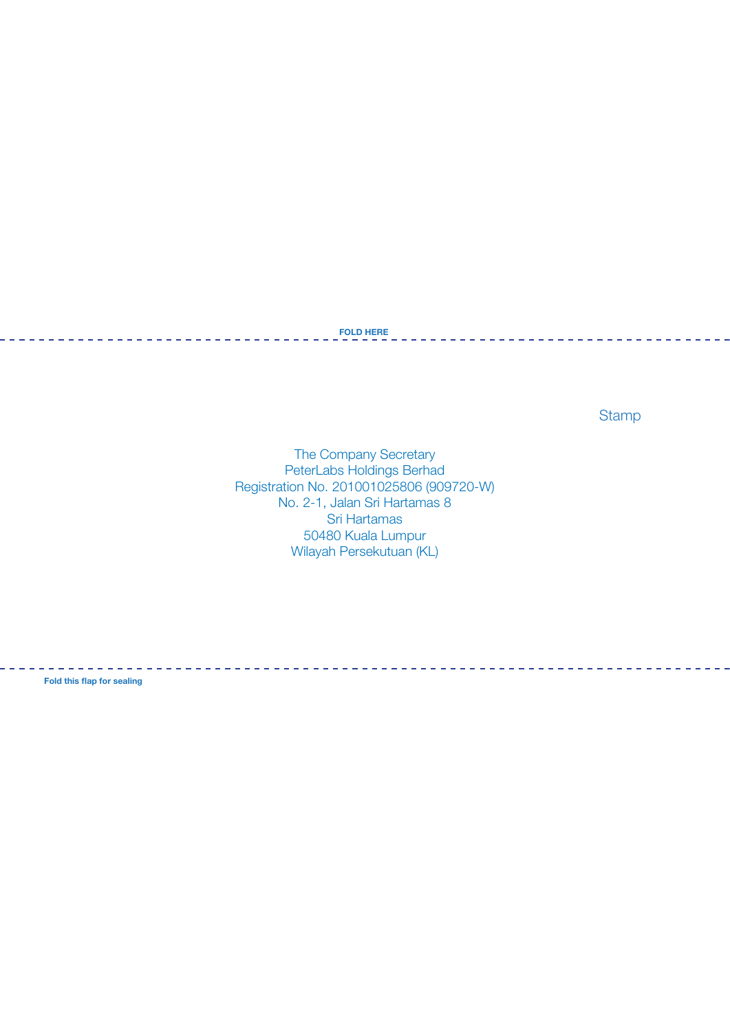FOLD HERE

Stamp

The Company Secretary
PeterLabs Holdings Berhad
Registration No. 201001025806 (909720-W)
No. 2-1, Jalan Sri Hartamas 8
Sri Hartamas
50480 Kuala Lumpur
Wilayah Persekutuan (KL)

Fold this flap for sealing